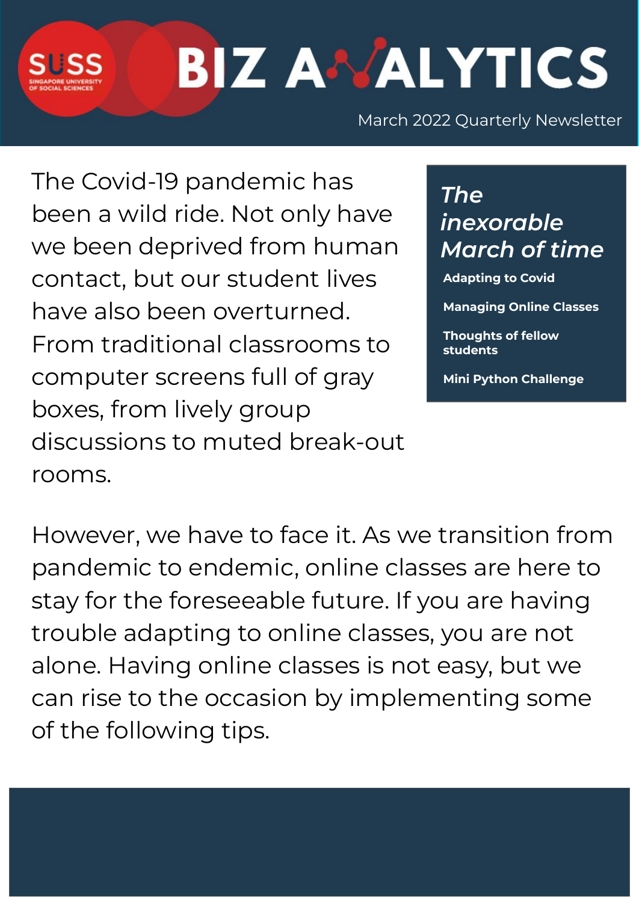# BIZ ANALYTICS

SUSS — Singapore University of Social Sciences

March 2022 Quarterly Newsletter

## *The inexorable March of time*

- **Adapting to Covid**
- **Managing Online Classes**
- **Thoughts of fellow students**
- **Mini Python Challenge**

The Covid-19 pandemic has been a wild ride. Not only have we been deprived from human contact, but our student lives have also been overturned. From traditional classrooms to computer screens full of gray boxes, from lively group discussions to muted break-out rooms.

However, we have to face it. As we transition from pandemic to endemic, online classes are here to stay for the foreseeable future. If you are having trouble adapting to online classes, you are not alone. Having online classes is not easy, but we can rise to the occasion by implementing some of the following tips.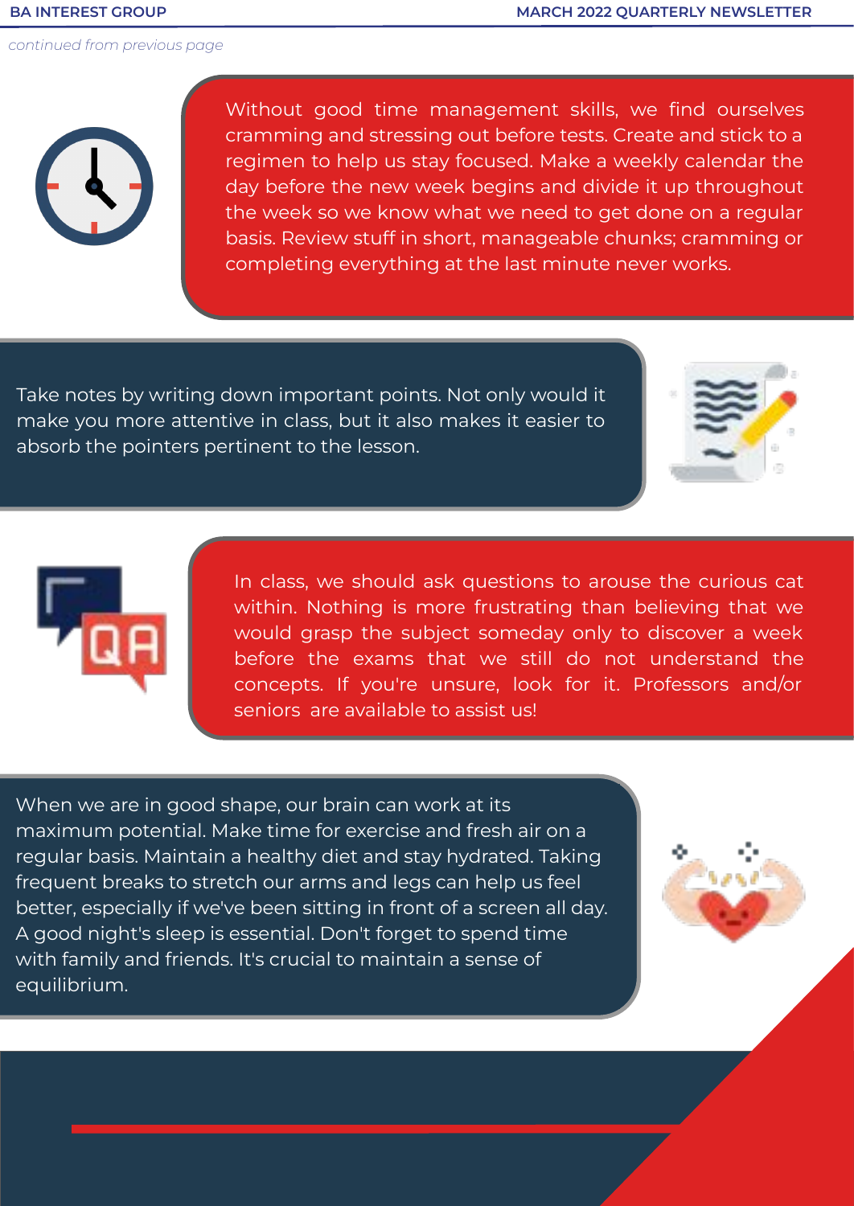*continued from previous page*

Without good time management skills, we find ourselves cramming and stressing out before tests. Create and stick to a regimen to help us stay focused. Make a weekly calendar the day before the new week begins and divide it up throughout the week so we know what we need to get done on a regular basis. Review stuff in short, manageable chunks; cramming or completing everything at the last minute never works.

Take notes by writing down important points. Not only would it make you more attentive in class, but it also makes it easier to absorb the pointers pertinent to the lesson.

In class, we should ask questions to arouse the curious cat within. Nothing is more frustrating than believing that we would grasp the subject someday only to discover a week before the exams that we still do not understand the concepts. If you're unsure, look for it. Professors and/or seniors are available to assist us!

When we are in good shape, our brain can work at its maximum potential. Make time for exercise and fresh air on a regular basis. Maintain a healthy diet and stay hydrated. Taking frequent breaks to stretch our arms and legs can help us feel better, especially if we've been sitting in front of a screen all day. A good night's sleep is essential. Don't forget to spend time with family and friends. It's crucial to maintain a sense of equilibrium.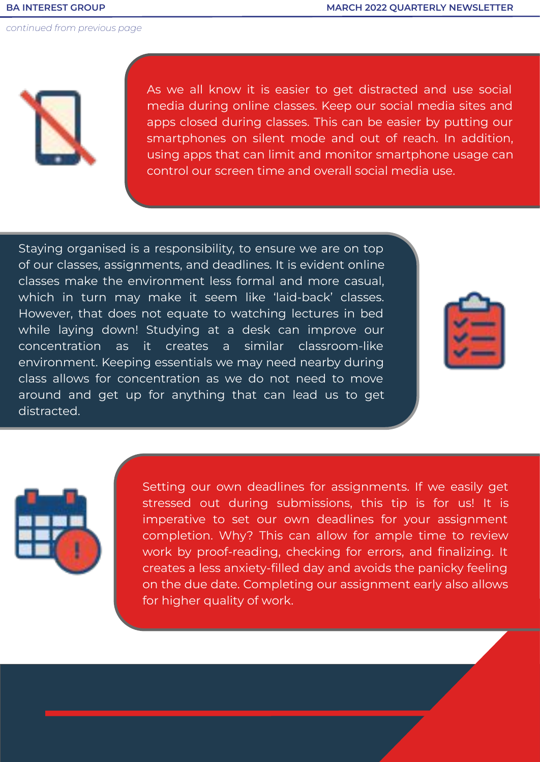*continued from previous page*

As we all know it is easier to get distracted and use social media during online classes. Keep our social media sites and apps closed during classes. This can be easier by putting our smartphones on silent mode and out of reach. In addition, using apps that can limit and monitor smartphone usage can control our screen time and overall social media use.

Staying organised is a responsibility, to ensure we are on top of our classes, assignments, and deadlines. It is evident online classes make the environment less formal and more casual, which in turn may make it seem like 'laid-back' classes. However, that does not equate to watching lectures in bed while laying down! Studying at a desk can improve our concentration as it creates a similar classroom-like environment. Keeping essentials we may need nearby during class allows for concentration as we do not need to move around and get up for anything that can lead us to get distracted.

Setting our own deadlines for assignments. If we easily get stressed out during submissions, this tip is for us! It is imperative to set our own deadlines for your assignment completion. Why? This can allow for ample time to review work by proof-reading, checking for errors, and finalizing. It creates a less anxiety-filled day and avoids the panicky feeling on the due date. Completing our assignment early also allows for higher quality of work.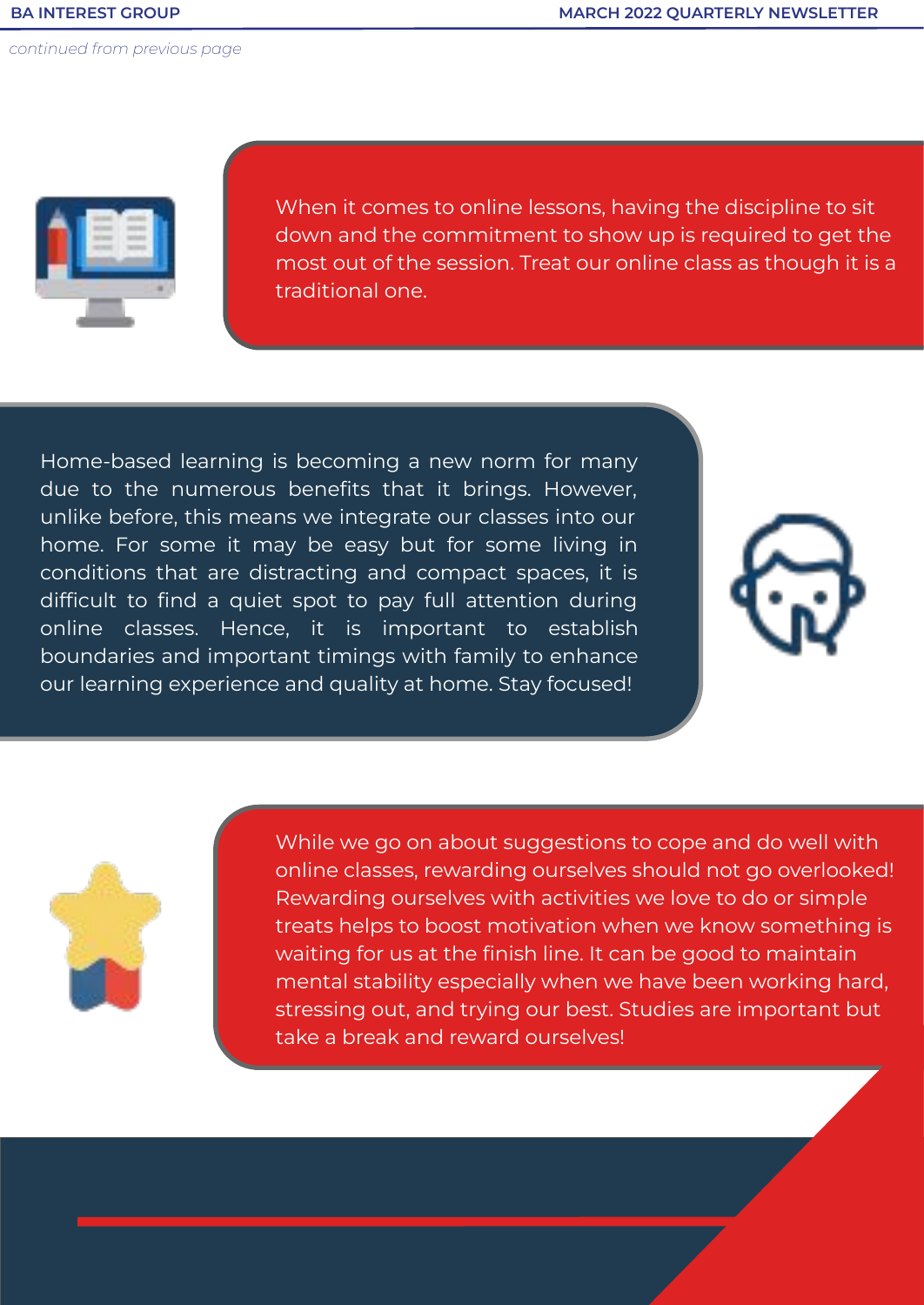*continued from previous page*

When it comes to online lessons, having the discipline to sit down and the commitment to show up is required to get the most out of the session. Treat our online class as though it is a traditional one.

Home-based learning is becoming a new norm for many due to the numerous benefits that it brings. However, unlike before, this means we integrate our classes into our home. For some it may be easy but for some living in conditions that are distracting and compact spaces, it is difficult to find a quiet spot to pay full attention during online classes. Hence, it is important to establish boundaries and important timings with family to enhance our learning experience and quality at home. Stay focused!

While we go on about suggestions to cope and do well with online classes, rewarding ourselves should not go overlooked! Rewarding ourselves with activities we love to do or simple treats helps to boost motivation when we know something is waiting for us at the finish line. It can be good to maintain mental stability especially when we have been working hard, stressing out, and trying our best. Studies are important but take a break and reward ourselves!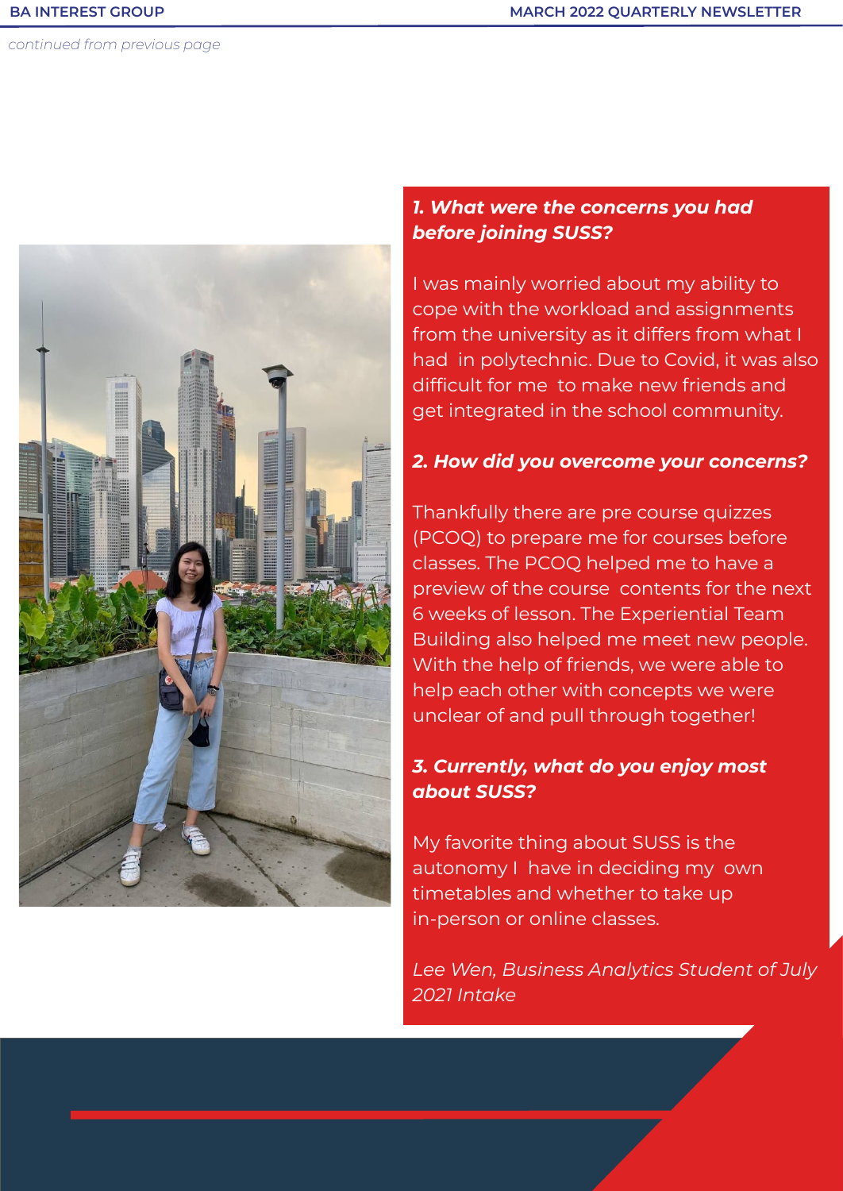*continued from previous page*

***1. What were the concerns you had before joining SUSS?***

I was mainly worried about my ability to cope with the workload and assignments from the university as it differs from what I had in polytechnic. Due to Covid, it was also difficult for me to make new friends and get integrated in the school community.

***2. How did you overcome your concerns?***

Thankfully there are pre course quizzes (PCOQ) to prepare me for courses before classes. The PCOQ helped me to have a preview of the course contents for the next 6 weeks of lesson. The Experiential Team Building also helped me meet new people. With the help of friends, we were able to help each other with concepts we were unclear of and pull through together!

***3. Currently, what do you enjoy most about SUSS?***

My favorite thing about SUSS is the autonomy I have in deciding my own timetables and whether to take up in-person or online classes.

*Lee Wen, Business Analytics Student of July 2021 Intake*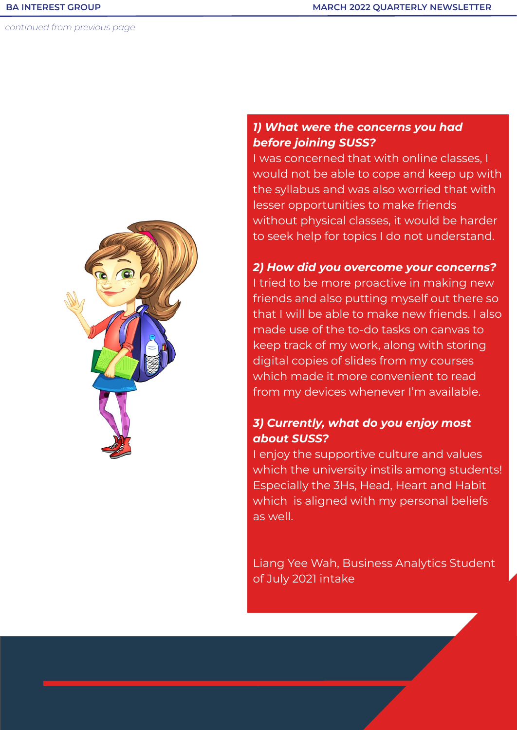*continued from previous page*

***1) What were the concerns you had before joining SUSS?***

I was concerned that with online classes, I would not be able to cope and keep up with the syllabus and was also worried that with lesser opportunities to make friends without physical classes, it would be harder to seek help for topics I do not understand.

***2) How did you overcome your concerns?***

I tried to be more proactive in making new friends and also putting myself out there so that I will be able to make new friends. I also made use of the to-do tasks on canvas to keep track of my work, along with storing digital copies of slides from my courses which made it more convenient to read from my devices whenever I'm available.

***3) Currently, what do you enjoy most about SUSS?***

I enjoy the supportive culture and values which the university instils among students! Especially the 3Hs, Head, Heart and Habit which is aligned with my personal beliefs as well.

Liang Yee Wah, Business Analytics Student of July 2021 intake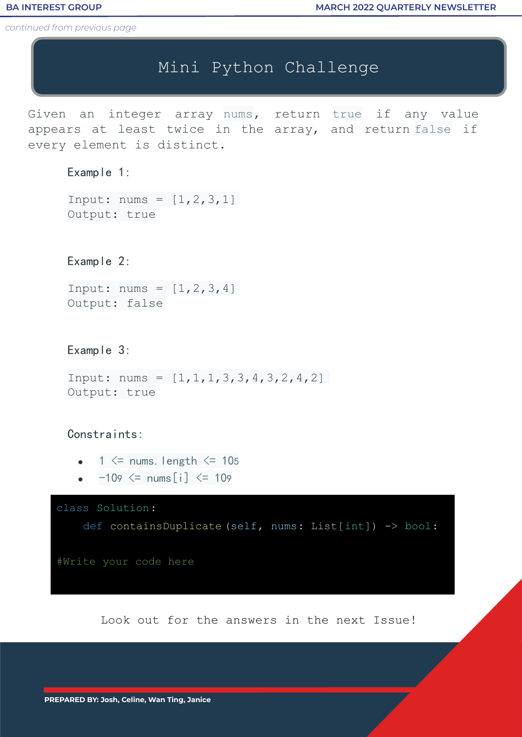*continued from previous page*

# Mini Python Challenge

Given an integer array `nums`, return `true` if any value appears at least twice in the array, and return `false` if every element is distinct.

Example 1:

```
Input: nums = [1,2,3,1]
Output: true
```

Example 2:

```
Input: nums = [1,2,3,4]
Output: false
```

Example 3:

```
Input: nums = [1,1,1,3,3,4,3,2,4,2]
Output: true
```

Constraints:

- `1 <= nums.length <= 105`
- `-109 <= nums[i] <= 109`

```
class Solution:
    def containsDuplicate(self, nums: List[int]) -> bool:

#Write your code here
```

Look out for the answers in the next Issue!

**PREPARED BY: Josh, Celine, Wan Ting, Janice**